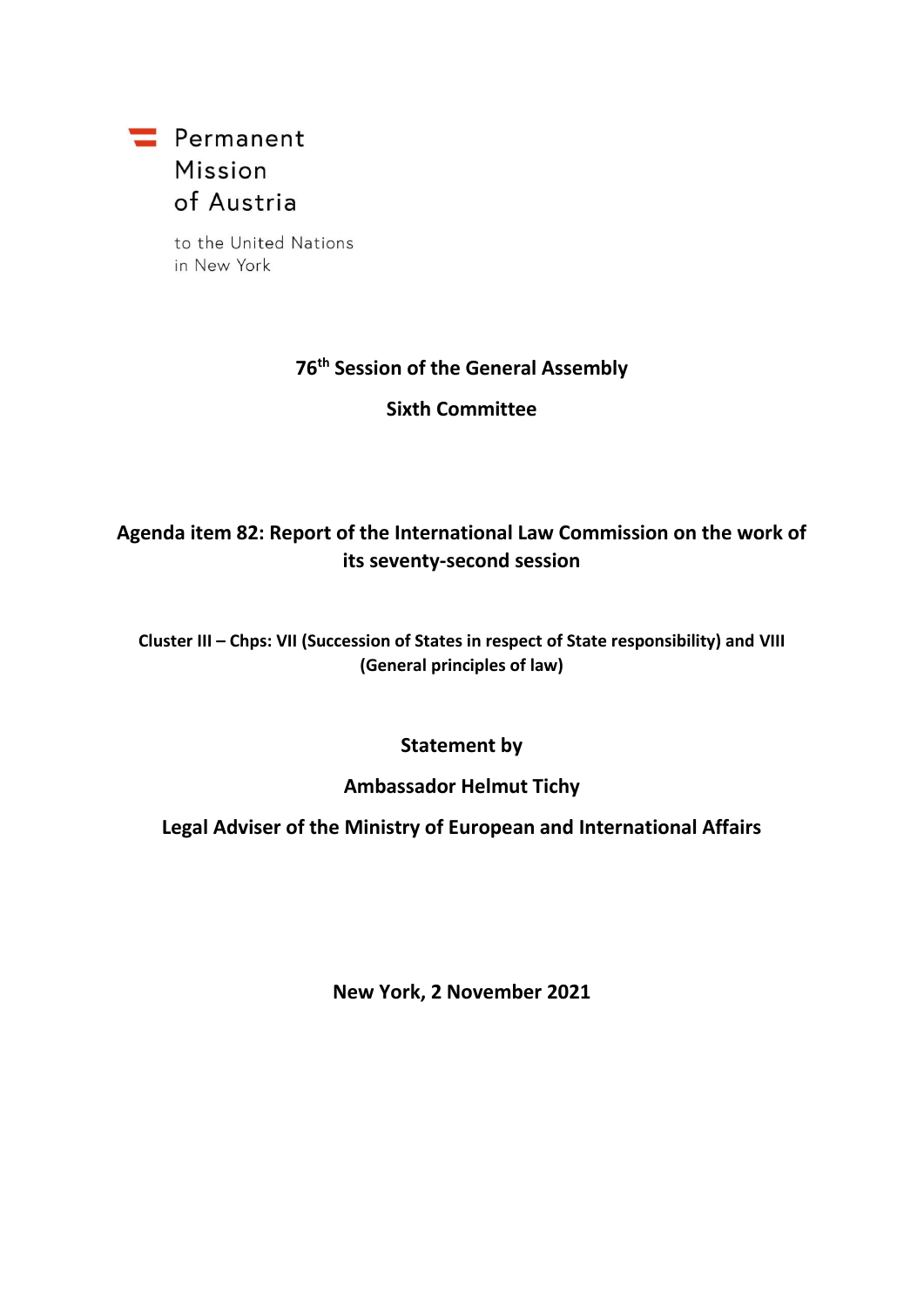Permanent Mission of Austria

to the United Nations in New York

**76th Session of the General Assembly**

**Sixth Committee**

# Agenda item 82: Report of the International Law Commission on the work of its seventy-second session

**Cluster III – Chps: VII (Succession of States in respect of State responsibility) and VIII (General principles of law)**

**Statement by**

**Ambassador Helmut Tichy**

**Legal Adviser of the Ministry of European and International Affairs**

**New York, 2 November 2021**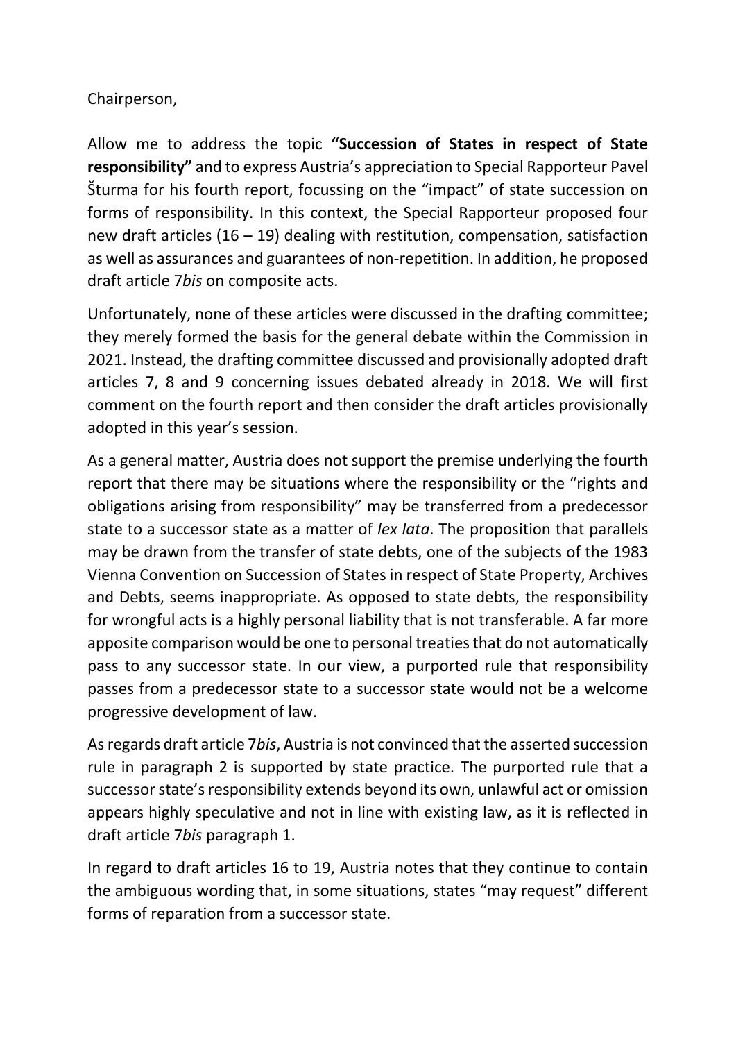Chairperson,

Allow me to address the topic **"Succession of States in respect of State responsibility"** and to express Austria's appreciation to Special Rapporteur Pavel Šturma for his fourth report, focussing on the "impact" of state succession on forms of responsibility. In this context, the Special Rapporteur proposed four new draft articles (16 – 19) dealing with restitution, compensation, satisfaction as well as assurances and guarantees of non-repetition. In addition, he proposed draft article 7*bis* on composite acts.

Unfortunately, none of these articles were discussed in the drafting committee; they merely formed the basis for the general debate within the Commission in 2021. Instead, the drafting committee discussed and provisionally adopted draft articles 7, 8 and 9 concerning issues debated already in 2018. We will first comment on the fourth report and then consider the draft articles provisionally adopted in this year's session.

As a general matter, Austria does not support the premise underlying the fourth report that there may be situations where the responsibility or the "rights and obligations arising from responsibility" may be transferred from a predecessor state to a successor state as a matter of *lex lata*. The proposition that parallels may be drawn from the transfer of state debts, one of the subjects of the 1983 Vienna Convention on Succession of States in respect of State Property, Archives and Debts, seems inappropriate. As opposed to state debts, the responsibility for wrongful acts is a highly personal liability that is not transferable. A far more apposite comparison would be one to personal treaties that do not automatically pass to any successor state. In our view, a purported rule that responsibility passes from a predecessor state to a successor state would not be a welcome progressive development of law.

As regards draft article 7*bis*, Austria is not convinced that the asserted succession rule in paragraph 2 is supported by state practice. The purported rule that a successor state's responsibility extends beyond its own, unlawful act or omission appears highly speculative and not in line with existing law, as it is reflected in draft article 7*bis* paragraph 1.

In regard to draft articles 16 to 19, Austria notes that they continue to contain the ambiguous wording that, in some situations, states "may request" different forms of reparation from a successor state.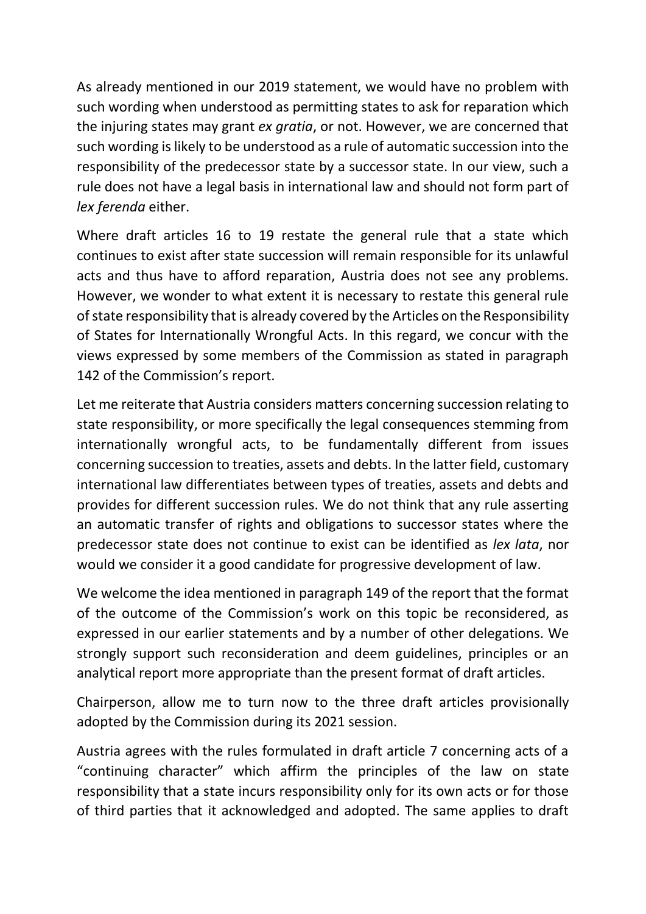As already mentioned in our 2019 statement, we would have no problem with such wording when understood as permitting states to ask for reparation which the injuring states may grant *ex gratia*, or not. However, we are concerned that such wording is likely to be understood as a rule of automatic succession into the responsibility of the predecessor state by a successor state. In our view, such a rule does not have a legal basis in international law and should not form part of *lex ferenda* either.

Where draft articles 16 to 19 restate the general rule that a state which continues to exist after state succession will remain responsible for its unlawful acts and thus have to afford reparation, Austria does not see any problems. However, we wonder to what extent it is necessary to restate this general rule of state responsibility that is already covered by the Articles on the Responsibility of States for Internationally Wrongful Acts. In this regard, we concur with the views expressed by some members of the Commission as stated in paragraph 142 of the Commission's report.

Let me reiterate that Austria considers matters concerning succession relating to state responsibility, or more specifically the legal consequences stemming from internationally wrongful acts, to be fundamentally different from issues concerning succession to treaties, assets and debts. In the latter field, customary international law differentiates between types of treaties, assets and debts and provides for different succession rules. We do not think that any rule asserting an automatic transfer of rights and obligations to successor states where the predecessor state does not continue to exist can be identified as *lex lata*, nor would we consider it a good candidate for progressive development of law.

We welcome the idea mentioned in paragraph 149 of the report that the format of the outcome of the Commission's work on this topic be reconsidered, as expressed in our earlier statements and by a number of other delegations. We strongly support such reconsideration and deem guidelines, principles or an analytical report more appropriate than the present format of draft articles.

Chairperson, allow me to turn now to the three draft articles provisionally adopted by the Commission during its 2021 session.

Austria agrees with the rules formulated in draft article 7 concerning acts of a "continuing character" which affirm the principles of the law on state responsibility that a state incurs responsibility only for its own acts or for those of third parties that it acknowledged and adopted. The same applies to draft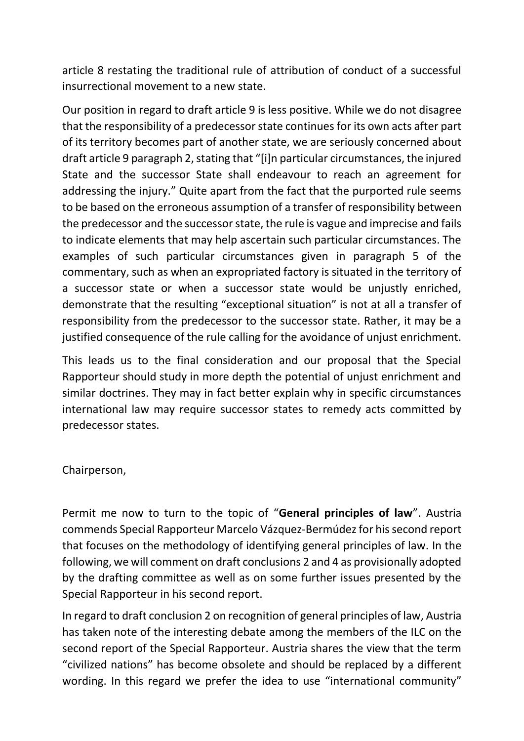article 8 restating the traditional rule of attribution of conduct of a successful insurrectional movement to a new state.

Our position in regard to draft article 9 is less positive. While we do not disagree that the responsibility of a predecessor state continues for its own acts after part of its territory becomes part of another state, we are seriously concerned about draft article 9 paragraph 2, stating that "[i]n particular circumstances, the injured State and the successor State shall endeavour to reach an agreement for addressing the injury." Quite apart from the fact that the purported rule seems to be based on the erroneous assumption of a transfer of responsibility between the predecessor and the successor state, the rule is vague and imprecise and fails to indicate elements that may help ascertain such particular circumstances. The examples of such particular circumstances given in paragraph 5 of the commentary, such as when an expropriated factory is situated in the territory of a successor state or when a successor state would be unjustly enriched, demonstrate that the resulting "exceptional situation" is not at all a transfer of responsibility from the predecessor to the successor state. Rather, it may be a justified consequence of the rule calling for the avoidance of unjust enrichment.

This leads us to the final consideration and our proposal that the Special Rapporteur should study in more depth the potential of unjust enrichment and similar doctrines. They may in fact better explain why in specific circumstances international law may require successor states to remedy acts committed by predecessor states.

Chairperson,

Permit me now to turn to the topic of "**General principles of law**". Austria commends Special Rapporteur Marcelo Vázquez-Bermúdez for his second report that focuses on the methodology of identifying general principles of law. In the following, we will comment on draft conclusions 2 and 4 as provisionally adopted by the drafting committee as well as on some further issues presented by the Special Rapporteur in his second report.

In regard to draft conclusion 2 on recognition of general principles of law, Austria has taken note of the interesting debate among the members of the ILC on the second report of the Special Rapporteur. Austria shares the view that the term "civilized nations" has become obsolete and should be replaced by a different wording. In this regard we prefer the idea to use "international community"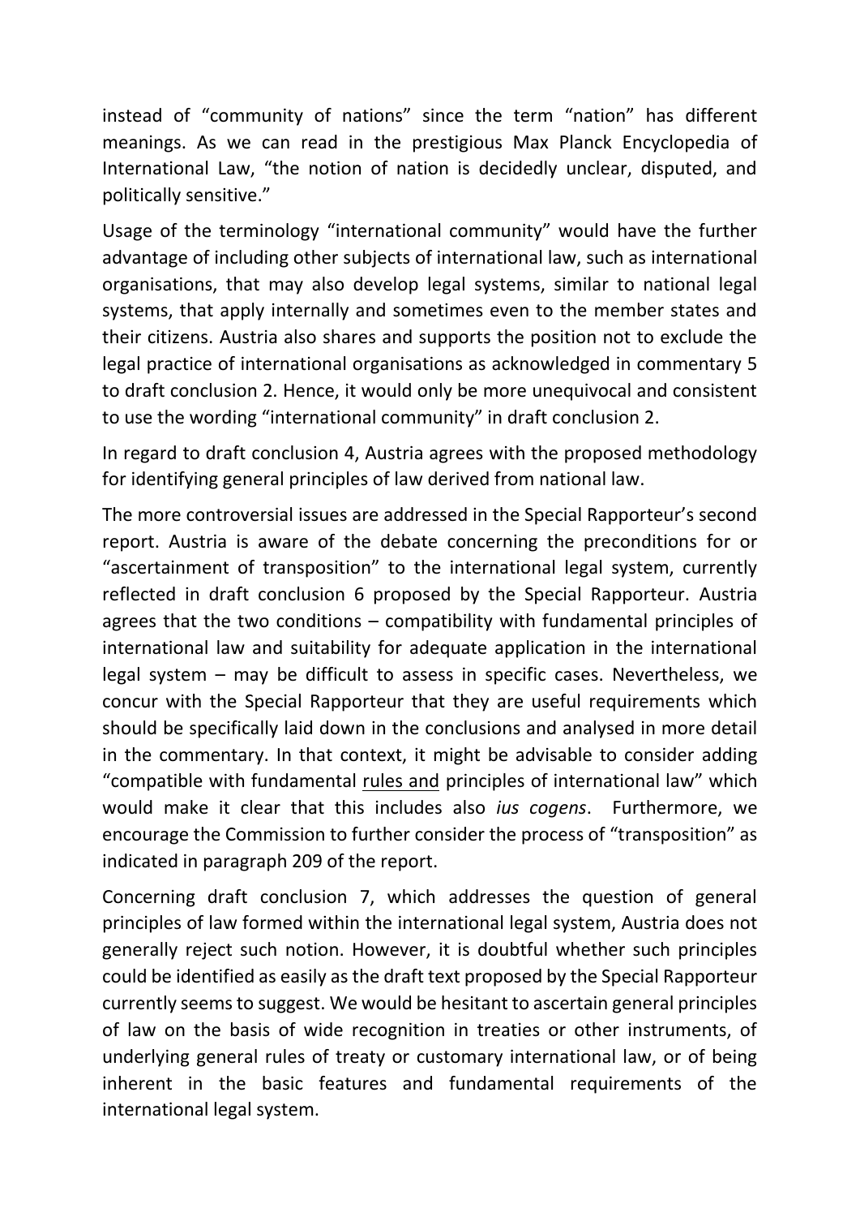instead of "community of nations" since the term "nation" has different meanings. As we can read in the prestigious Max Planck Encyclopedia of International Law, "the notion of nation is decidedly unclear, disputed, and politically sensitive."

Usage of the terminology "international community" would have the further advantage of including other subjects of international law, such as international organisations, that may also develop legal systems, similar to national legal systems, that apply internally and sometimes even to the member states and their citizens. Austria also shares and supports the position not to exclude the legal practice of international organisations as acknowledged in commentary 5 to draft conclusion 2. Hence, it would only be more unequivocal and consistent to use the wording "international community" in draft conclusion 2.

In regard to draft conclusion 4, Austria agrees with the proposed methodology for identifying general principles of law derived from national law.

The more controversial issues are addressed in the Special Rapporteur's second report. Austria is aware of the debate concerning the preconditions for or "ascertainment of transposition" to the international legal system, currently reflected in draft conclusion 6 proposed by the Special Rapporteur. Austria agrees that the two conditions – compatibility with fundamental principles of international law and suitability for adequate application in the international legal system – may be difficult to assess in specific cases. Nevertheless, we concur with the Special Rapporteur that they are useful requirements which should be specifically laid down in the conclusions and analysed in more detail in the commentary. In that context, it might be advisable to consider adding "compatible with fundamental <u>rules and</u> principles of international law" which would make it clear that this includes also *ius cogens*. Furthermore, we encourage the Commission to further consider the process of "transposition" as indicated in paragraph 209 of the report.

Concerning draft conclusion 7, which addresses the question of general principles of law formed within the international legal system, Austria does not generally reject such notion. However, it is doubtful whether such principles could be identified as easily as the draft text proposed by the Special Rapporteur currently seems to suggest. We would be hesitant to ascertain general principles of law on the basis of wide recognition in treaties or other instruments, of underlying general rules of treaty or customary international law, or of being inherent in the basic features and fundamental requirements of the international legal system.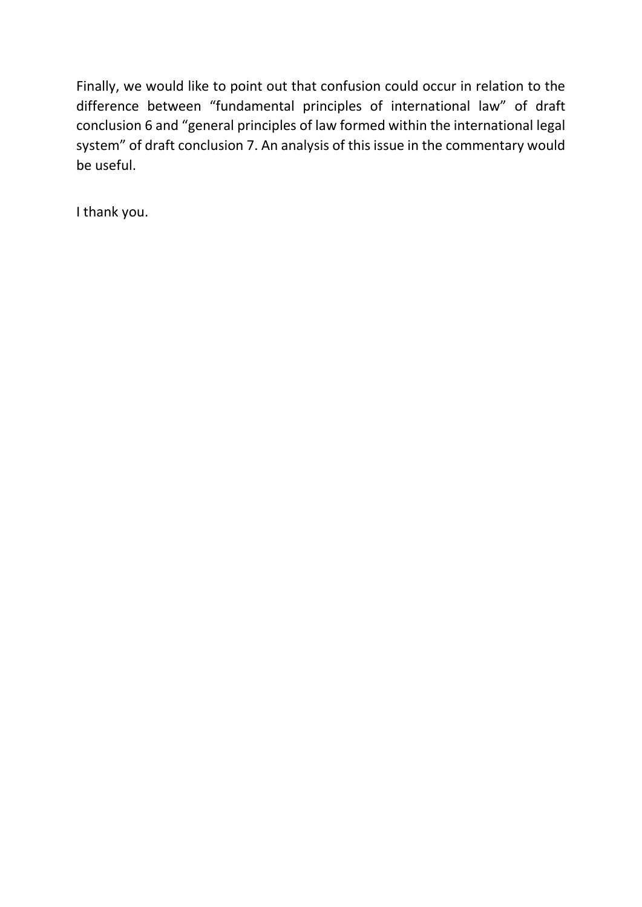Finally, we would like to point out that confusion could occur in relation to the difference between "fundamental principles of international law" of draft conclusion 6 and "general principles of law formed within the international legal system" of draft conclusion 7. An analysis of this issue in the commentary would be useful.

I thank you.